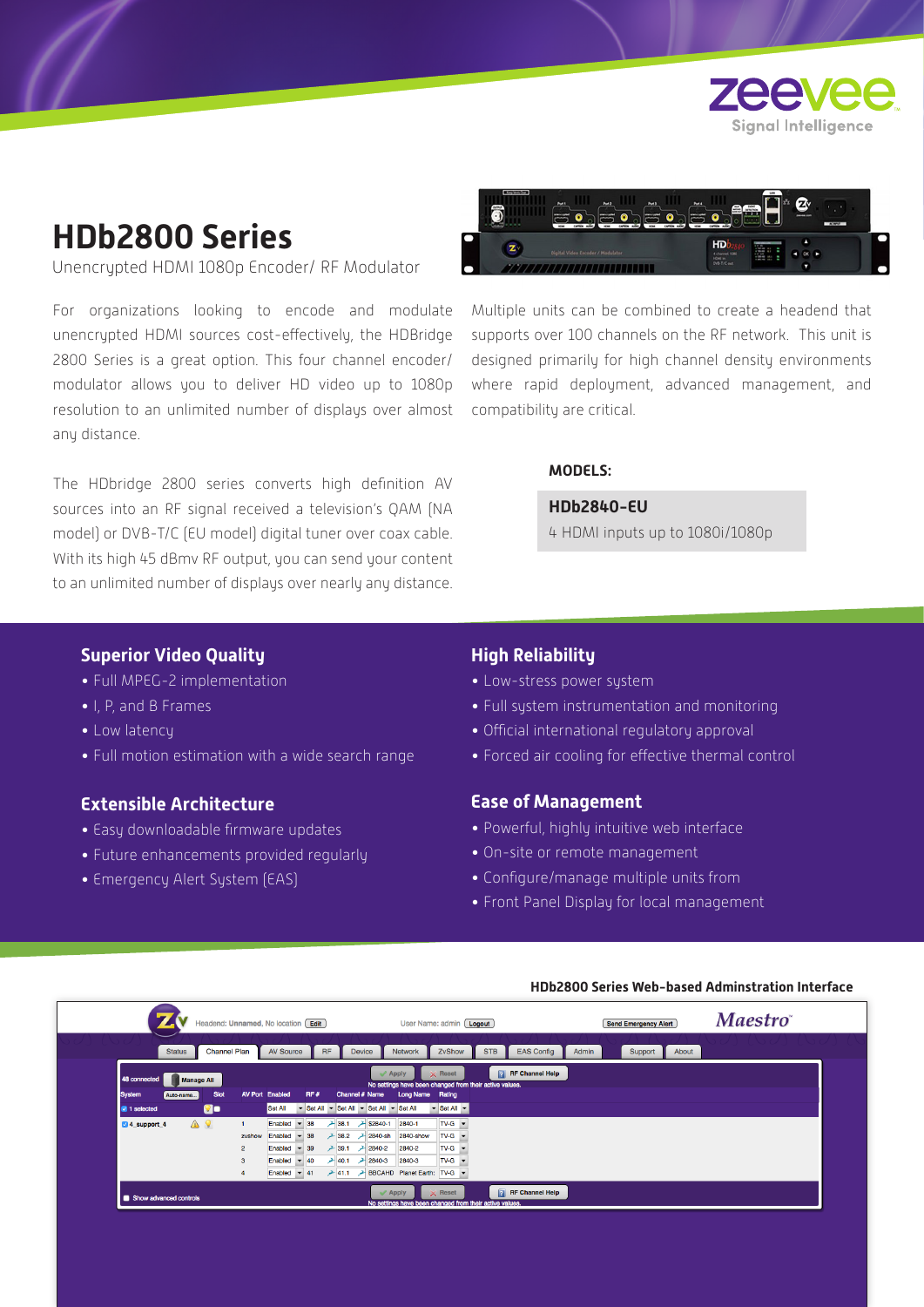# HDb2800 Series

Unencrypted HDMI 1080p Encoder/ RF Modulator

For organizations looking to encode and modulate unencrypted HDMI sources cost-effectively, the HDBridge 2800 Series is a great option. This four channel encoder/ modulator allows you to deliver HD video up to 1080p resolution to an unlimited number of displays over almost any distance.

The HDbridge 2800 series converts high definition AV sources into an RF signal received a television's QAM (NA model) or DVB-T/C (EU model) digital tuner over coax cable. With its high 45 dBmv RF output, you can send your content to an unlimited number of displays over nearly any distance.

Multiple units can be combined to create a headend that supports over 100 channels on the RF network. This unit is designed primarily for high channel density environments where rapid deployment, advanced management, and compatibility are critical.

**MODELS:**

**HDb2840-EU**
4 HDMI inputs up to 1080i/1080p

## Superior Video Quality

- Full MPEG-2 implementation
- I, P, and B Frames
- Low latency
- Full motion estimation with a wide search range

## Extensible Architecture

- Easy downloadable firmware updates
- Future enhancements provided regularly
- Emergency Alert System (EAS)

## High Reliability

- Low-stress power system
- Full system instrumentation and monitoring
- Official international regulatory approval
- Forced air cooling for effective thermal control

## Ease of Management

- Powerful, highly intuitive web interface
- On-site or remote management
- Configure/manage multiple units from
- Front Panel Display for local management

**HDb2800 Series Web-based Adminstration Interface**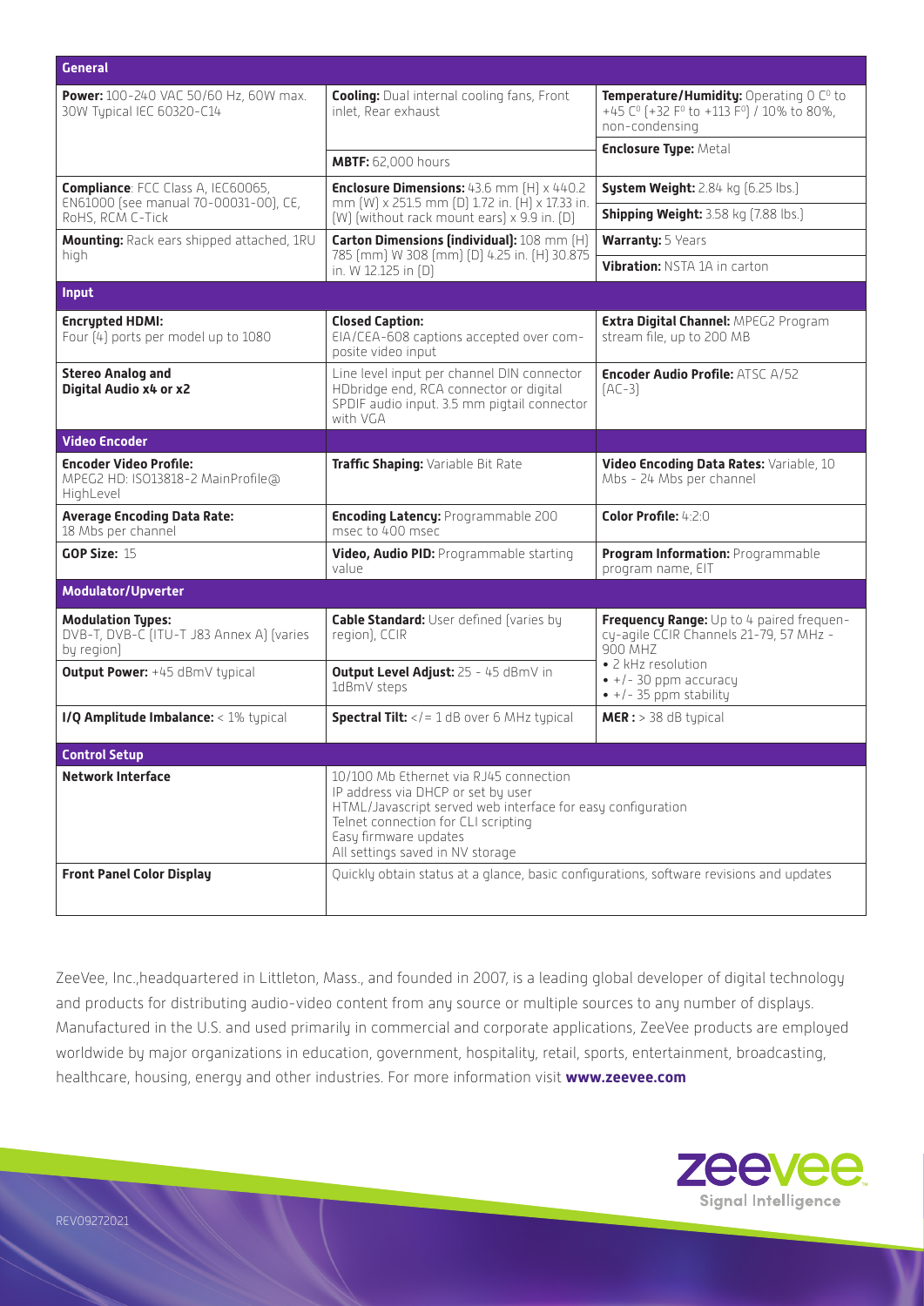| General | | |
|---|---|---|
| **Power:** 100-240 VAC 50/60 Hz, 60W max. 30W Typical IEC 60320-C14 | **Cooling:** Dual internal cooling fans, Front inlet, Rear exhaust | **Temperature/Humidity:** Operating 0 C⁰ to +45 C⁰ (+32 F⁰ to +113 F⁰) / 10% to 80%, non-condensing |
| | **MBTF:** 62,000 hours | **Enclosure Type:** Metal |
| **Compliance**: FCC Class A, IEC60065, EN61000 (see manual 70-00031-00), CE, RoHS, RCM C-Tick | **Enclosure Dimensions:** 43.6 mm (H) x 440.2 mm (W) x 251.5 mm (D) 1.72 in. (H) x 17.33 in. (W) (without rack mount ears) x 9.9 in. (D) | **System Weight:** 2.84 kg (6.25 lbs.) |
| | | **Shipping Weight:** 3.58 kg (7.88 lbs.) |
| **Mounting:** Rack ears shipped attached, 1RU high | **Carton Dimensions (individual):** 108 mm (H) 785 (mm) W 308 (mm) (D) 4.25 in. (H) 30.875 in. W 12.125 in (D) | **Warranty:** 5 Years |
| | | **Vibration:** NSTA 1A in carton |
| **Input** | | |
| **Encrypted HDMI:** Four (4) ports per model up to 1080 | **Closed Caption:** EIA/CEA-608 captions accepted over composite video input | **Extra Digital Channel:** MPEG2 Program stream file, up to 200 MB |
| **Stereo Analog and Digital Audio x4 or x2** | Line level input per channel DIN connector HDbridge end, RCA connector or digital SPDIF audio input. 3.5 mm pigtail connector with VGA | **Encoder Audio Profile:** ATSC A/52 (AC-3) |
| **Video Encoder** | | |
| **Encoder Video Profile:** MPEG2 HD: ISO13818-2 MainProfile@HighLevel | **Traffic Shaping:** Variable Bit Rate | **Video Encoding Data Rates:** Variable, 10 Mbs - 24 Mbs per channel |
| **Average Encoding Data Rate:** 18 Mbs per channel | **Encoding Latency:** Programmable 200 msec to 400 msec | **Color Profile:** 4:2:0 |
| **GOP Size:** 15 | **Video, Audio PID:** Programmable starting value | **Program Information:** Programmable program name, EIT |
| **Modulator/Upverter** | | |
| **Modulation Types:** DVB-T, DVB-C (ITU-T J83 Annex A) (varies by region) | **Cable Standard:** User defined (varies by region), CCIR | **Frequency Range:** Up to 4 paired frequency-agile CCIR Channels 21-79, 57 MHz - 900 MHZ |
| **Output Power:** +45 dBmV typical | **Output Level Adjust:** 25 - 45 dBmV in 1dBmV steps | • 2 kHz resolution • +/- 30 ppm accuracy • +/- 35 ppm stability |
| **I/Q Amplitude Imbalance:** < 1% typical | **Spectral Tilt:** </= 1 dB over 6 MHz typical | **MER :** > 38 dB typical |
| **Control Setup** | | |
| **Network Interface** | 10/100 Mb Ethernet via RJ45 connection<br>IP address via DHCP or set by user<br>HTML/Javascript served web interface for easy configuration<br>Telnet connection for CLI scripting<br>Easy firmware updates<br>All settings saved in NV storage | |
| **Front Panel Color Display** | Quickly obtain status at a glance, basic configurations, software revisions and updates | |

ZeeVee, Inc.,headquartered in Littleton, Mass., and founded in 2007, is a leading global developer of digital technology and products for distributing audio-video content from any source or multiple sources to any number of displays. Manufactured in the U.S. and used primarily in commercial and corporate applications, ZeeVee products are employed worldwide by major organizations in education, government, hospitality, retail, sports, entertainment, broadcasting, healthcare, housing, energy and other industries. For more information visit **www.zeevee.com**

zeevee Signal Intelligence

REV09272021